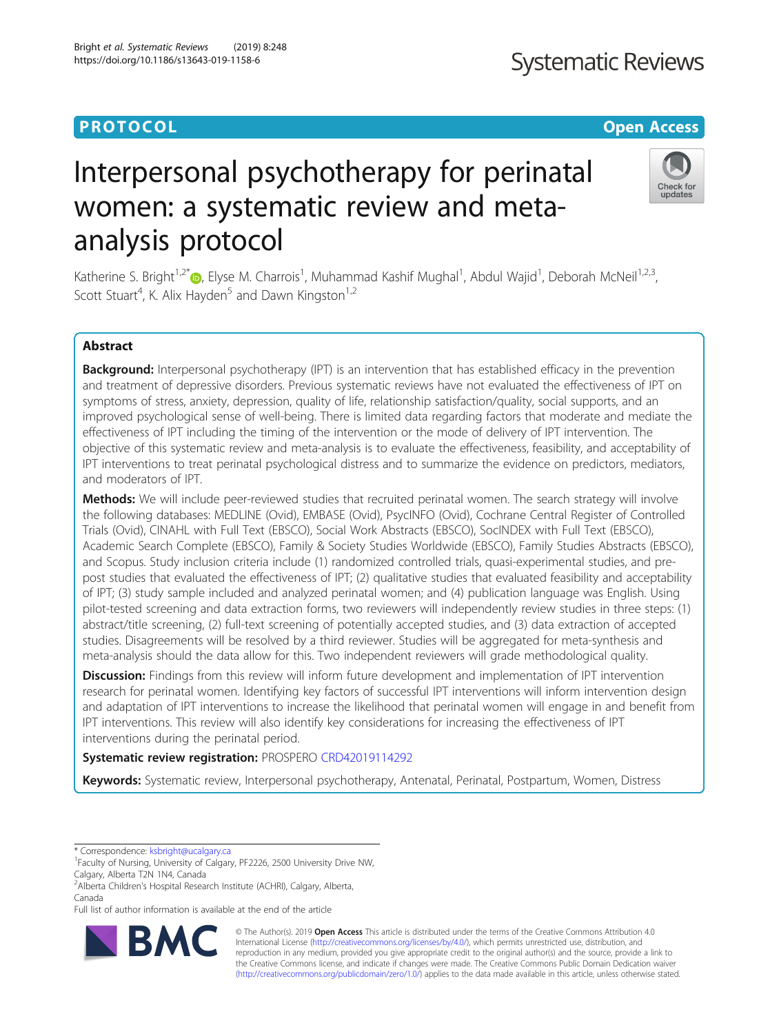PROTOCOL

Open Access

# Interpersonal psychotherapy for perinatal women: a systematic review and meta-analysis protocol

Katherine S. Bright[1,2*], Elyse M. Charrois[1], Muhammad Kashif Mughal[1], Abdul Wajid[1], Deborah McNeil[1,2,3], Scott Stuart[4], K. Alix Hayden[5] and Dawn Kingston[1,2]

## Abstract

**Background:** Interpersonal psychotherapy (IPT) is an intervention that has established efficacy in the prevention and treatment of depressive disorders. Previous systematic reviews have not evaluated the effectiveness of IPT on symptoms of stress, anxiety, depression, quality of life, relationship satisfaction/quality, social supports, and an improved psychological sense of well-being. There is limited data regarding factors that moderate and mediate the effectiveness of IPT including the timing of the intervention or the mode of delivery of IPT intervention. The objective of this systematic review and meta-analysis is to evaluate the effectiveness, feasibility, and acceptability of IPT interventions to treat perinatal psychological distress and to summarize the evidence on predictors, mediators, and moderators of IPT.

**Methods:** We will include peer-reviewed studies that recruited perinatal women. The search strategy will involve the following databases: MEDLINE (Ovid), EMBASE (Ovid), PsycINFO (Ovid), Cochrane Central Register of Controlled Trials (Ovid), CINAHL with Full Text (EBSCO), Social Work Abstracts (EBSCO), SocINDEX with Full Text (EBSCO), Academic Search Complete (EBSCO), Family & Society Studies Worldwide (EBSCO), Family Studies Abstracts (EBSCO), and Scopus. Study inclusion criteria include (1) randomized controlled trials, quasi-experimental studies, and pre-post studies that evaluated the effectiveness of IPT; (2) qualitative studies that evaluated feasibility and acceptability of IPT; (3) study sample included and analyzed perinatal women; and (4) publication language was English. Using pilot-tested screening and data extraction forms, two reviewers will independently review studies in three steps: (1) abstract/title screening, (2) full-text screening of potentially accepted studies, and (3) data extraction of accepted studies. Disagreements will be resolved by a third reviewer. Studies will be aggregated for meta-synthesis and meta-analysis should the data allow for this. Two independent reviewers will grade methodological quality.

**Discussion:** Findings from this review will inform future development and implementation of IPT intervention research for perinatal women. Identifying key factors of successful IPT interventions will inform intervention design and adaptation of IPT interventions to increase the likelihood that perinatal women will engage in and benefit from IPT interventions. This review will also identify key considerations for increasing the effectiveness of IPT interventions during the perinatal period.

**Systematic review registration:** PROSPERO CRD42019114292

**Keywords:** Systematic review, Interpersonal psychotherapy, Antenatal, Perinatal, Postpartum, Women, Distress

\* Correspondence: ksbright@ucalgary.ca
[1]Faculty of Nursing, University of Calgary, PF2226, 2500 University Drive NW, Calgary, Alberta T2N 1N4, Canada
[2]Alberta Children's Hospital Research Institute (ACHRI), Calgary, Alberta, Canada
Full list of author information is available at the end of the article

© The Author(s). 2019 **Open Access** This article is distributed under the terms of the Creative Commons Attribution 4.0 International License (http://creativecommons.org/licenses/by/4.0/), which permits unrestricted use, distribution, and reproduction in any medium, provided you give appropriate credit to the original author(s) and the source, provide a link to the Creative Commons license, and indicate if changes were made. The Creative Commons Public Domain Dedication waiver (http://creativecommons.org/publicdomain/zero/1.0/) applies to the data made available in this article, unless otherwise stated.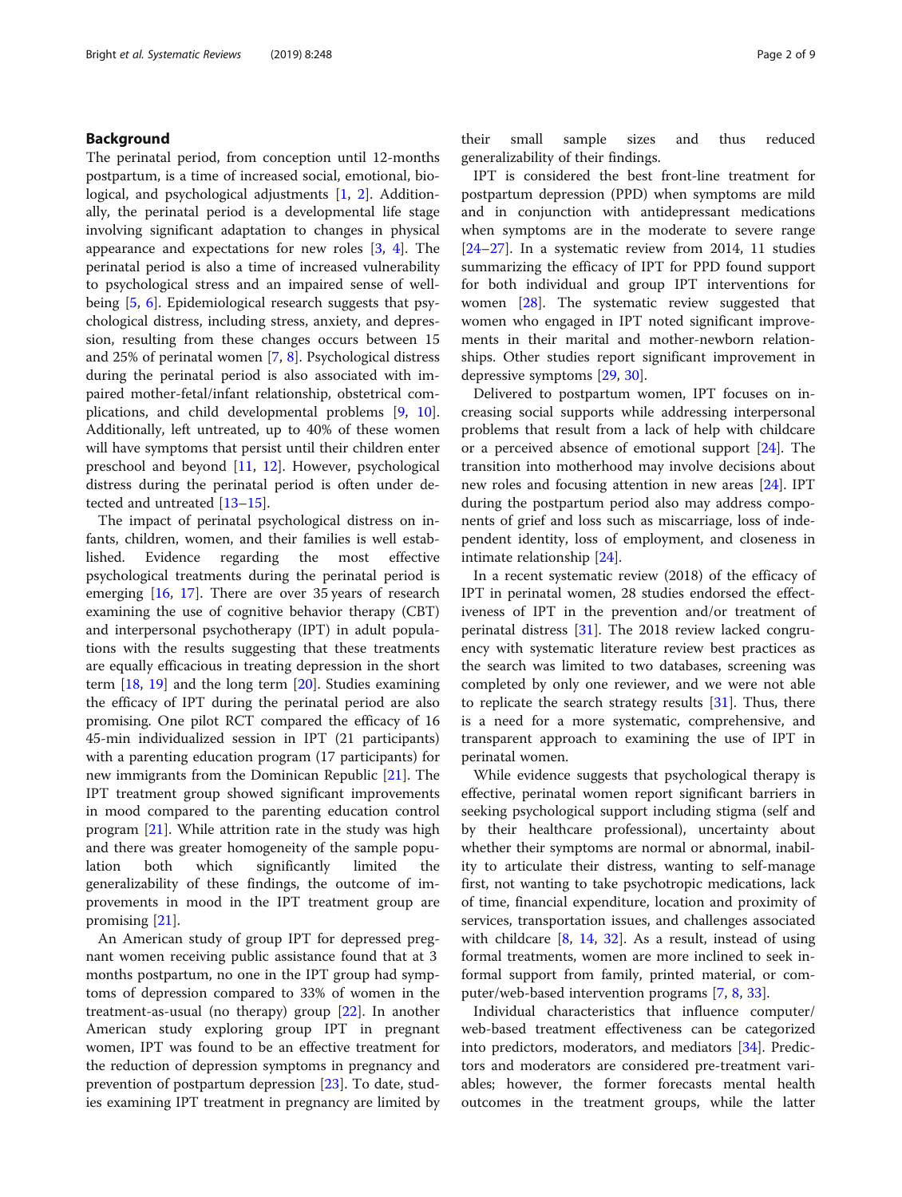## Background

The perinatal period, from conception until 12-months postpartum, is a time of increased social, emotional, biological, and psychological adjustments [1, 2]. Additionally, the perinatal period is a developmental life stage involving significant adaptation to changes in physical appearance and expectations for new roles [3, 4]. The perinatal period is also a time of increased vulnerability to psychological stress and an impaired sense of well-being [5, 6]. Epidemiological research suggests that psychological distress, including stress, anxiety, and depression, resulting from these changes occurs between 15 and 25% of perinatal women [7, 8]. Psychological distress during the perinatal period is also associated with impaired mother-fetal/infant relationship, obstetrical complications, and child developmental problems [9, 10]. Additionally, left untreated, up to 40% of these women will have symptoms that persist until their children enter preschool and beyond [11, 12]. However, psychological distress during the perinatal period is often under detected and untreated [13–15].

The impact of perinatal psychological distress on infants, children, women, and their families is well established. Evidence regarding the most effective psychological treatments during the perinatal period is emerging [16, 17]. There are over 35 years of research examining the use of cognitive behavior therapy (CBT) and interpersonal psychotherapy (IPT) in adult populations with the results suggesting that these treatments are equally efficacious in treating depression in the short term [18, 19] and the long term [20]. Studies examining the efficacy of IPT during the perinatal period are also promising. One pilot RCT compared the efficacy of 16 45-min individualized session in IPT (21 participants) with a parenting education program (17 participants) for new immigrants from the Dominican Republic [21]. The IPT treatment group showed significant improvements in mood compared to the parenting education control program [21]. While attrition rate in the study was high and there was greater homogeneity of the sample population both which significantly limited the generalizability of these findings, the outcome of improvements in mood in the IPT treatment group are promising [21].

An American study of group IPT for depressed pregnant women receiving public assistance found that at 3 months postpartum, no one in the IPT group had symptoms of depression compared to 33% of women in the treatment-as-usual (no therapy) group [22]. In another American study exploring group IPT in pregnant women, IPT was found to be an effective treatment for the reduction of depression symptoms in pregnancy and prevention of postpartum depression [23]. To date, studies examining IPT treatment in pregnancy are limited by their small sample sizes and thus reduced generalizability of their findings.

IPT is considered the best front-line treatment for postpartum depression (PPD) when symptoms are mild and in conjunction with antidepressant medications when symptoms are in the moderate to severe range [24–27]. In a systematic review from 2014, 11 studies summarizing the efficacy of IPT for PPD found support for both individual and group IPT interventions for women [28]. The systematic review suggested that women who engaged in IPT noted significant improvements in their marital and mother-newborn relationships. Other studies report significant improvement in depressive symptoms [29, 30].

Delivered to postpartum women, IPT focuses on increasing social supports while addressing interpersonal problems that result from a lack of help with childcare or a perceived absence of emotional support [24]. The transition into motherhood may involve decisions about new roles and focusing attention in new areas [24]. IPT during the postpartum period also may address components of grief and loss such as miscarriage, loss of independent identity, loss of employment, and closeness in intimate relationship [24].

In a recent systematic review (2018) of the efficacy of IPT in perinatal women, 28 studies endorsed the effectiveness of IPT in the prevention and/or treatment of perinatal distress [31]. The 2018 review lacked congruency with systematic literature review best practices as the search was limited to two databases, screening was completed by only one reviewer, and we were not able to replicate the search strategy results [31]. Thus, there is a need for a more systematic, comprehensive, and transparent approach to examining the use of IPT in perinatal women.

While evidence suggests that psychological therapy is effective, perinatal women report significant barriers in seeking psychological support including stigma (self and by their healthcare professional), uncertainty about whether their symptoms are normal or abnormal, inability to articulate their distress, wanting to self-manage first, not wanting to take psychotropic medications, lack of time, financial expenditure, location and proximity of services, transportation issues, and challenges associated with childcare [8, 14, 32]. As a result, instead of using formal treatments, women are more inclined to seek informal support from family, printed material, or computer/web-based intervention programs [7, 8, 33].

Individual characteristics that influence computer/web-based treatment effectiveness can be categorized into predictors, moderators, and mediators [34]. Predictors and moderators are considered pre-treatment variables; however, the former forecasts mental health outcomes in the treatment groups, while the latter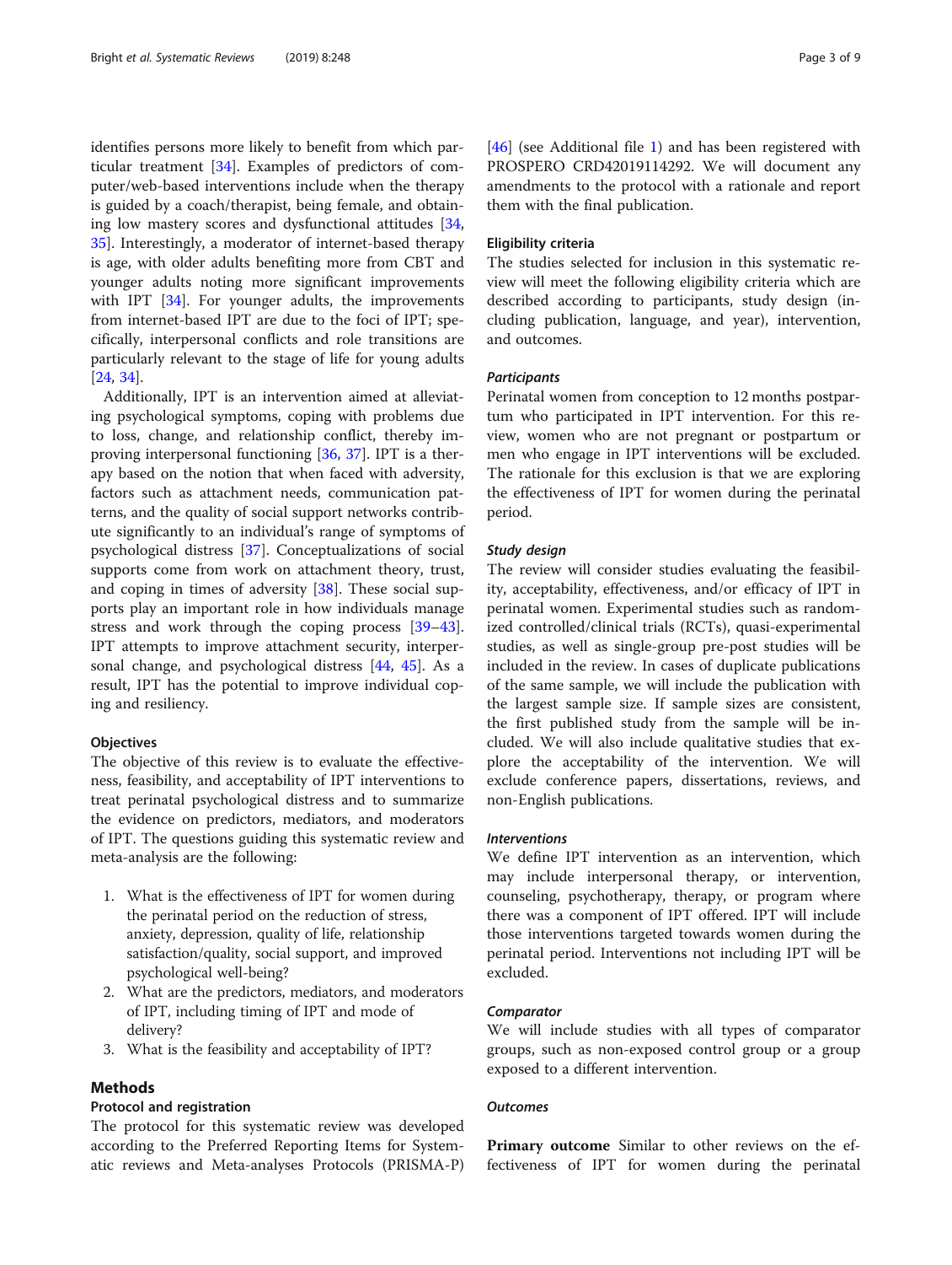identifies persons more likely to benefit from which particular treatment [34]. Examples of predictors of computer/web-based interventions include when the therapy is guided by a coach/therapist, being female, and obtaining low mastery scores and dysfunctional attitudes [34, 35]. Interestingly, a moderator of internet-based therapy is age, with older adults benefiting more from CBT and younger adults noting more significant improvements with IPT [34]. For younger adults, the improvements from internet-based IPT are due to the foci of IPT; specifically, interpersonal conflicts and role transitions are particularly relevant to the stage of life for young adults [24, 34].

Additionally, IPT is an intervention aimed at alleviating psychological symptoms, coping with problems due to loss, change, and relationship conflict, thereby improving interpersonal functioning [36, 37]. IPT is a therapy based on the notion that when faced with adversity, factors such as attachment needs, communication patterns, and the quality of social support networks contribute significantly to an individual's range of symptoms of psychological distress [37]. Conceptualizations of social supports come from work on attachment theory, trust, and coping in times of adversity [38]. These social supports play an important role in how individuals manage stress and work through the coping process [39–43]. IPT attempts to improve attachment security, interpersonal change, and psychological distress [44, 45]. As a result, IPT has the potential to improve individual coping and resiliency.

### Objectives

The objective of this review is to evaluate the effectiveness, feasibility, and acceptability of IPT interventions to treat perinatal psychological distress and to summarize the evidence on predictors, mediators, and moderators of IPT. The questions guiding this systematic review and meta-analysis are the following:

1. What is the effectiveness of IPT for women during the perinatal period on the reduction of stress, anxiety, depression, quality of life, relationship satisfaction/quality, social support, and improved psychological well-being?
2. What are the predictors, mediators, and moderators of IPT, including timing of IPT and mode of delivery?
3. What is the feasibility and acceptability of IPT?

## Methods

### Protocol and registration

The protocol for this systematic review was developed according to the Preferred Reporting Items for Systematic reviews and Meta-analyses Protocols (PRISMA-P) [46] (see Additional file 1) and has been registered with PROSPERO CRD42019114292. We will document any amendments to the protocol with a rationale and report them with the final publication.

### Eligibility criteria

The studies selected for inclusion in this systematic review will meet the following eligibility criteria which are described according to participants, study design (including publication, language, and year), intervention, and outcomes.

#### *Participants*

Perinatal women from conception to 12 months postpartum who participated in IPT intervention. For this review, women who are not pregnant or postpartum or men who engage in IPT interventions will be excluded. The rationale for this exclusion is that we are exploring the effectiveness of IPT for women during the perinatal period.

#### *Study design*

The review will consider studies evaluating the feasibility, acceptability, effectiveness, and/or efficacy of IPT in perinatal women. Experimental studies such as randomized controlled/clinical trials (RCTs), quasi-experimental studies, as well as single-group pre-post studies will be included in the review. In cases of duplicate publications of the same sample, we will include the publication with the largest sample size. If sample sizes are consistent, the first published study from the sample will be included. We will also include qualitative studies that explore the acceptability of the intervention. We will exclude conference papers, dissertations, reviews, and non-English publications.

#### *Interventions*

We define IPT intervention as an intervention, which may include interpersonal therapy, or intervention, counseling, psychotherapy, therapy, or program where there was a component of IPT offered. IPT will include those interventions targeted towards women during the perinatal period. Interventions not including IPT will be excluded.

#### *Comparator*

We will include studies with all types of comparator groups, such as non-exposed control group or a group exposed to a different intervention.

#### *Outcomes*

**Primary outcome** Similar to other reviews on the effectiveness of IPT for women during the perinatal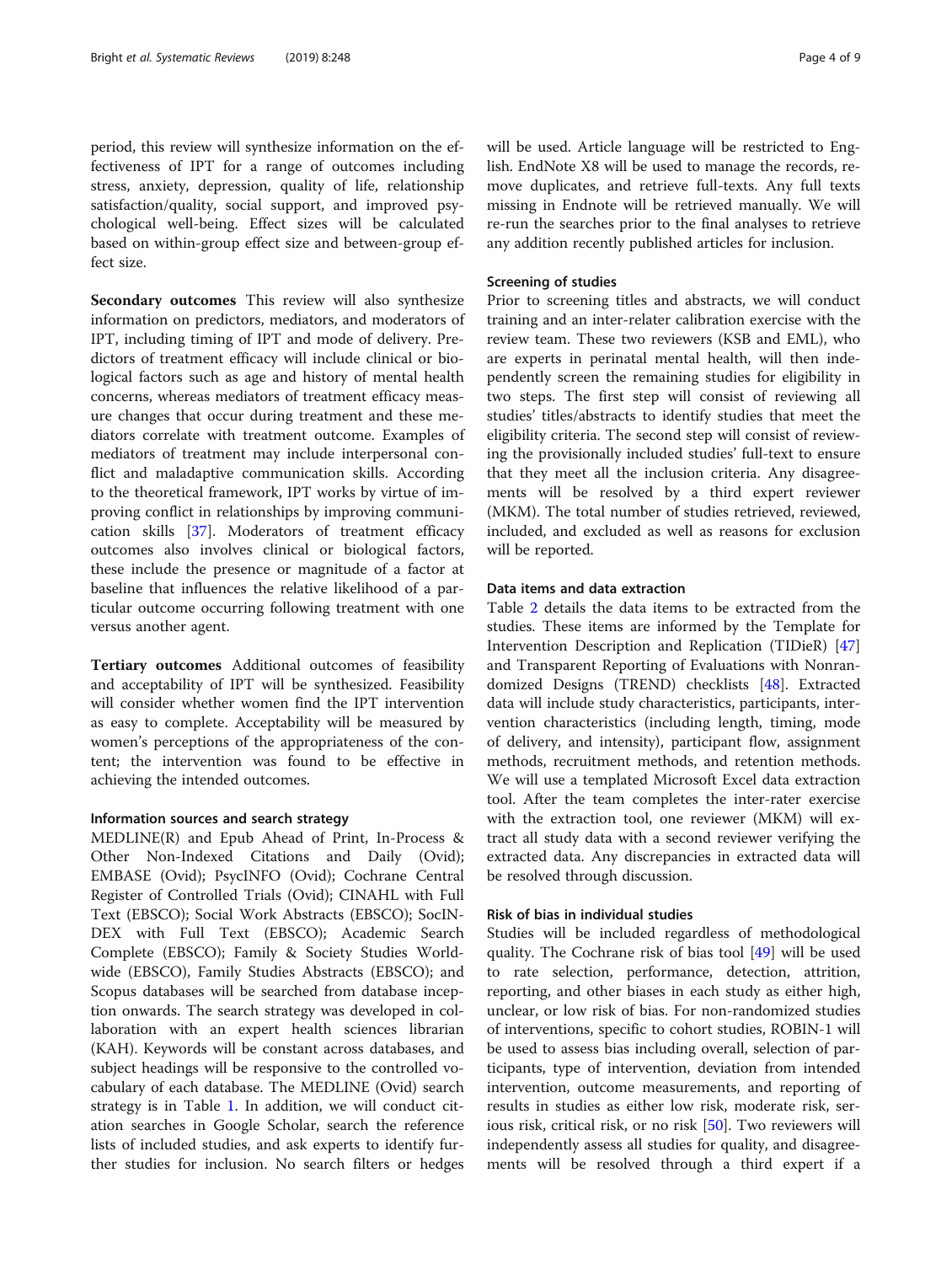period, this review will synthesize information on the effectiveness of IPT for a range of outcomes including stress, anxiety, depression, quality of life, relationship satisfaction/quality, social support, and improved psychological well-being. Effect sizes will be calculated based on within-group effect size and between-group effect size.

**Secondary outcomes** This review will also synthesize information on predictors, mediators, and moderators of IPT, including timing of IPT and mode of delivery. Predictors of treatment efficacy will include clinical or biological factors such as age and history of mental health concerns, whereas mediators of treatment efficacy measure changes that occur during treatment and these mediators correlate with treatment outcome. Examples of mediators of treatment may include interpersonal conflict and maladaptive communication skills. According to the theoretical framework, IPT works by virtue of improving conflict in relationships by improving communication skills [37]. Moderators of treatment efficacy outcomes also involves clinical or biological factors, these include the presence or magnitude of a factor at baseline that influences the relative likelihood of a particular outcome occurring following treatment with one versus another agent.

**Tertiary outcomes** Additional outcomes of feasibility and acceptability of IPT will be synthesized. Feasibility will consider whether women find the IPT intervention as easy to complete. Acceptability will be measured by women's perceptions of the appropriateness of the content; the intervention was found to be effective in achieving the intended outcomes.

### Information sources and search strategy

MEDLINE(R) and Epub Ahead of Print, In-Process & Other Non-Indexed Citations and Daily (Ovid); EMBASE (Ovid); PsycINFO (Ovid); Cochrane Central Register of Controlled Trials (Ovid); CINAHL with Full Text (EBSCO); Social Work Abstracts (EBSCO); SocINDEX with Full Text (EBSCO); Academic Search Complete (EBSCO); Family & Society Studies Worldwide (EBSCO), Family Studies Abstracts (EBSCO); and Scopus databases will be searched from database inception onwards. The search strategy was developed in collaboration with an expert health sciences librarian (KAH). Keywords will be constant across databases, and subject headings will be responsive to the controlled vocabulary of each database. The MEDLINE (Ovid) search strategy is in Table 1. In addition, we will conduct citation searches in Google Scholar, search the reference lists of included studies, and ask experts to identify further studies for inclusion. No search filters or hedges will be used. Article language will be restricted to English. EndNote X8 will be used to manage the records, remove duplicates, and retrieve full-texts. Any full texts missing in Endnote will be retrieved manually. We will re-run the searches prior to the final analyses to retrieve any addition recently published articles for inclusion.

### Screening of studies

Prior to screening titles and abstracts, we will conduct training and an inter-relater calibration exercise with the review team. These two reviewers (KSB and EML), who are experts in perinatal mental health, will then independently screen the remaining studies for eligibility in two steps. The first step will consist of reviewing all studies' titles/abstracts to identify studies that meet the eligibility criteria. The second step will consist of reviewing the provisionally included studies' full-text to ensure that they meet all the inclusion criteria. Any disagreements will be resolved by a third expert reviewer (MKM). The total number of studies retrieved, reviewed, included, and excluded as well as reasons for exclusion will be reported.

### Data items and data extraction

Table 2 details the data items to be extracted from the studies. These items are informed by the Template for Intervention Description and Replication (TIDieR) [47] and Transparent Reporting of Evaluations with Nonrandomized Designs (TREND) checklists [48]. Extracted data will include study characteristics, participants, intervention characteristics (including length, timing, mode of delivery, and intensity), participant flow, assignment methods, recruitment methods, and retention methods. We will use a templated Microsoft Excel data extraction tool. After the team completes the inter-rater exercise with the extraction tool, one reviewer (MKM) will extract all study data with a second reviewer verifying the extracted data. Any discrepancies in extracted data will be resolved through discussion.

### Risk of bias in individual studies

Studies will be included regardless of methodological quality. The Cochrane risk of bias tool [49] will be used to rate selection, performance, detection, attrition, reporting, and other biases in each study as either high, unclear, or low risk of bias. For non-randomized studies of interventions, specific to cohort studies, ROBIN-1 will be used to assess bias including overall, selection of participants, type of intervention, deviation from intended intervention, outcome measurements, and reporting of results in studies as either low risk, moderate risk, serious risk, critical risk, or no risk [50]. Two reviewers will independently assess all studies for quality, and disagreements will be resolved through a third expert if a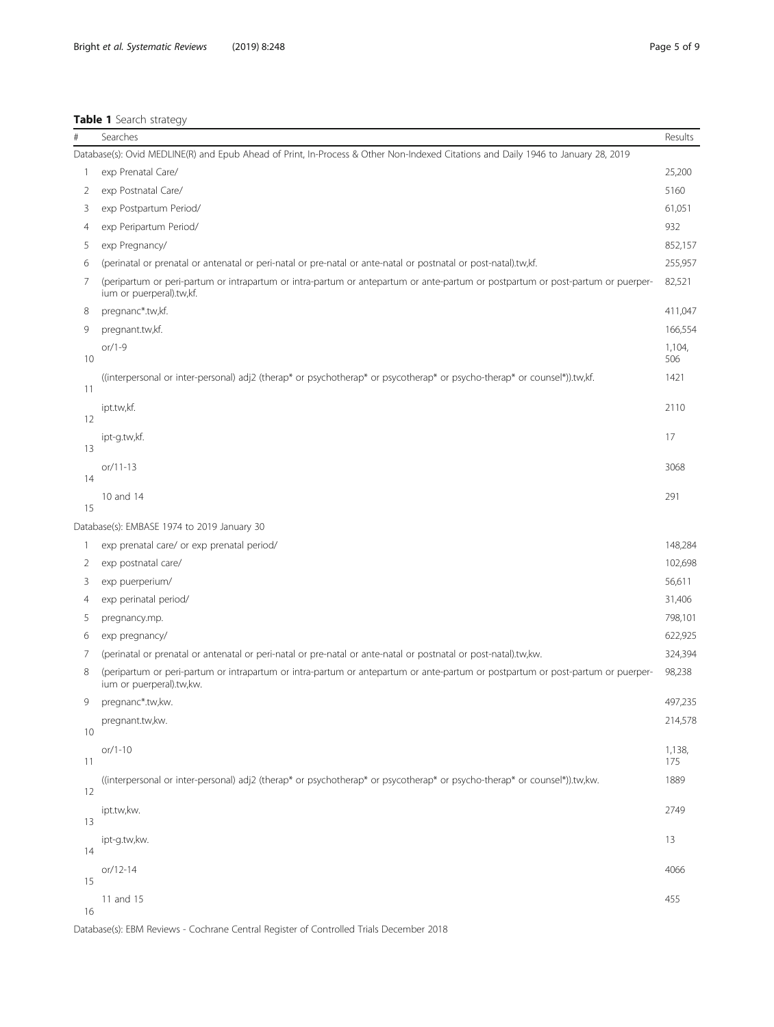**Table 1** Search strategy

| # | Searches | Results |
|---|---|---|
| Database(s): Ovid MEDLINE(R) and Epub Ahead of Print, In-Process & Other Non-Indexed Citations and Daily 1946 to January 28, 2019 | | |
| 1 | exp Prenatal Care/ | 25,200 |
| 2 | exp Postnatal Care/ | 5160 |
| 3 | exp Postpartum Period/ | 61,051 |
| 4 | exp Peripartum Period/ | 932 |
| 5 | exp Pregnancy/ | 852,157 |
| 6 | (perinatal or prenatal or antenatal or peri-natal or pre-natal or ante-natal or postnatal or post-natal).tw,kf. | 255,957 |
| 7 | (peripartum or peri-partum or intrapartum or intra-partum or antepartum or ante-partum or postpartum or post-partum or puerperium or puerperal).tw,kf. | 82,521 |
| 8 | pregnanc*.tw,kf. | 411,047 |
| 9 | pregnant.tw,kf. | 166,554 |
| 10 | or/1-9 | 1,104,506 |
| 11 | ((interpersonal or inter-personal) adj2 (therap* or psychotherap* or psycotherap* or psycho-therap* or counsel*)).tw,kf. | 1421 |
| 12 | ipt.tw,kf. | 2110 |
| 13 | ipt-g.tw,kf. | 17 |
| 14 | or/11-13 | 3068 |
| 15 | 10 and 14 | 291 |
| Database(s): EMBASE 1974 to 2019 January 30 | | |
| 1 | exp prenatal care/ or exp prenatal period/ | 148,284 |
| 2 | exp postnatal care/ | 102,698 |
| 3 | exp puerperium/ | 56,611 |
| 4 | exp perinatal period/ | 31,406 |
| 5 | pregnancy.mp. | 798,101 |
| 6 | exp pregnancy/ | 622,925 |
| 7 | (perinatal or prenatal or antenatal or peri-natal or pre-natal or ante-natal or postnatal or post-natal).tw,kw. | 324,394 |
| 8 | (peripartum or peri-partum or intrapartum or intra-partum or antepartum or ante-partum or postpartum or post-partum or puerperium or puerperal).tw,kw. | 98,238 |
| 9 | pregnanc*.tw,kw. | 497,235 |
| 10 | pregnant.tw,kw. | 214,578 |
| 11 | or/1-10 | 1,138,175 |
| 12 | ((interpersonal or inter-personal) adj2 (therap* or psychotherap* or psycotherap* or psycho-therap* or counsel*)).tw,kw. | 1889 |
| 13 | ipt.tw,kw. | 2749 |
| 14 | ipt-g.tw,kw. | 13 |
| 15 | or/12-14 | 4066 |
| 16 | 11 and 15 | 455 |
| Database(s): EBM Reviews - Cochrane Central Register of Controlled Trials December 2018 | | |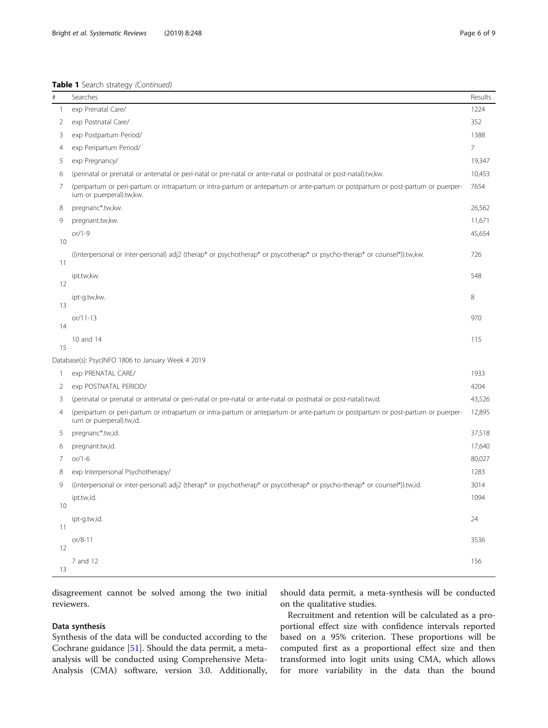**Table 1** Search strategy *(Continued)*

| # | Searches | Results |
|---|---|---|
| 1 | exp Prenatal Care/ | 1224 |
| 2 | exp Postnatal Care/ | 352 |
| 3 | exp Postpartum Period/ | 1388 |
| 4 | exp Peripartum Period/ | 7 |
| 5 | exp Pregnancy/ | 19,347 |
| 6 | (perinatal or prenatal or antenatal or peri-natal or pre-natal or ante-natal or postnatal or post-natal).tw,kw. | 10,453 |
| 7 | (peripartum or peri-partum or intrapartum or intra-partum or antepartum or ante-partum or postpartum or post-partum or puerperium or puerperal).tw,kw. | 7654 |
| 8 | pregnanc*.tw,kw. | 26,562 |
| 9 | pregnant.tw,kw. | 11,671 |
| 10 | or/1-9 | 45,654 |
| 11 | ((interpersonal or inter-personal) adj2 (therap* or psychotherap* or psycotherap* or psycho-therap* or counsel*)).tw,kw. | 726 |
| 12 | ipt.tw,kw. | 548 |
| 13 | ipt-g.tw,kw. | 8 |
| 14 | or/11-13 | 970 |
| 15 | 10 and 14 | 115 |
| Database(s): PsycINFO 1806 to January Week 4 2019 | | |
| 1 | exp PRENATAL CARE/ | 1933 |
| 2 | exp POSTNATAL PERIOD/ | 4204 |
| 3 | (perinatal or prenatal or antenatal or peri-natal or pre-natal or ante-natal or postnatal or post-natal).tw,id. | 43,526 |
| 4 | (peripartum or peri-partum or intrapartum or intra-partum or antepartum or ante-partum or postpartum or post-partum or puerperium or puerperal).tw,id. | 12,895 |
| 5 | pregnanc*.tw,id. | 37,518 |
| 6 | pregnant.tw,id. | 17,640 |
| 7 | or/1-6 | 80,027 |
| 8 | exp Interpersonal Psychotherapy/ | 1283 |
| 9 | ((interpersonal or inter-personal) adj2 (therap* or psychotherap* or psycotherap* or psycho-therap* or counsel*)).tw,id. | 3014 |
| 10 | ipt.tw,id. | 1094 |
| 11 | ipt-g.tw,id. | 24 |
| 12 | or/8-11 | 3536 |
| 13 | 7 and 12 | 156 |

disagreement cannot be solved among the two initial reviewers.

### Data synthesis

Synthesis of the data will be conducted according to the Cochrane guidance [51]. Should the data permit, a meta-analysis will be conducted using Comprehensive Meta-Analysis (CMA) software, version 3.0. Additionally, should data permit, a meta-synthesis will be conducted on the qualitative studies.

Recruitment and retention will be calculated as a proportional effect size with confidence intervals reported based on a 95% criterion. These proportions will be computed first as a proportional effect size and then transformed into logit units using CMA, which allows for more variability in the data than the bound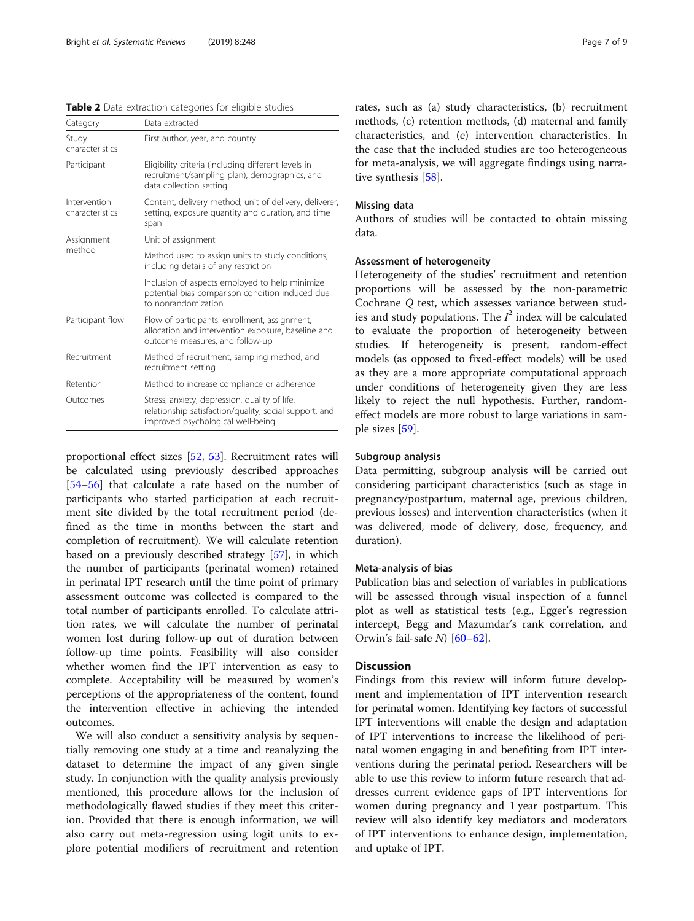**Table 2** Data extraction categories for eligible studies

| Category | Data extracted |
| --- | --- |
| Study characteristics | First author, year, and country |
| Participant | Eligibility criteria (including different levels in recruitment/sampling plan), demographics, and data collection setting |
| Intervention characteristics | Content, delivery method, unit of delivery, deliverer, setting, exposure quantity and duration, and time span |
| Assignment method | Unit of assignment |
| | Method used to assign units to study conditions, including details of any restriction |
| | Inclusion of aspects employed to help minimize potential bias comparison condition induced due to nonrandomization |
| Participant flow | Flow of participants: enrollment, assignment, allocation and intervention exposure, baseline and outcome measures, and follow-up |
| Recruitment | Method of recruitment, sampling method, and recruitment setting |
| Retention | Method to increase compliance or adherence |
| Outcomes | Stress, anxiety, depression, quality of life, relationship satisfaction/quality, social support, and improved psychological well-being |

proportional effect sizes [52, 53]. Recruitment rates will be calculated using previously described approaches [54–56] that calculate a rate based on the number of participants who started participation at each recruitment site divided by the total recruitment period (defined as the time in months between the start and completion of recruitment). We will calculate retention based on a previously described strategy [57], in which the number of participants (perinatal women) retained in perinatal IPT research until the time point of primary assessment outcome was collected is compared to the total number of participants enrolled. To calculate attrition rates, we will calculate the number of perinatal women lost during follow-up out of duration between follow-up time points. Feasibility will also consider whether women find the IPT intervention as easy to complete. Acceptability will be measured by women's perceptions of the appropriateness of the content, found the intervention effective in achieving the intended outcomes.

We will also conduct a sensitivity analysis by sequentially removing one study at a time and reanalyzing the dataset to determine the impact of any given single study. In conjunction with the quality analysis previously mentioned, this procedure allows for the inclusion of methodologically flawed studies if they meet this criterion. Provided that there is enough information, we will also carry out meta-regression using logit units to explore potential modifiers of recruitment and retention rates, such as (a) study characteristics, (b) recruitment methods, (c) retention methods, (d) maternal and family characteristics, and (e) intervention characteristics. In the case that the included studies are too heterogeneous for meta-analysis, we will aggregate findings using narrative synthesis [58].

### Missing data

Authors of studies will be contacted to obtain missing data.

### Assessment of heterogeneity

Heterogeneity of the studies' recruitment and retention proportions will be assessed by the non-parametric Cochrane *Q* test, which assesses variance between studies and study populations. The $I^2$ index will be calculated to evaluate the proportion of heterogeneity between studies. If heterogeneity is present, random-effect models (as opposed to fixed-effect models) will be used as they are a more appropriate computational approach under conditions of heterogeneity given they are less likely to reject the null hypothesis. Further, random-effect models are more robust to large variations in sample sizes [59].

### Subgroup analysis

Data permitting, subgroup analysis will be carried out considering participant characteristics (such as stage in pregnancy/postpartum, maternal age, previous children, previous losses) and intervention characteristics (when it was delivered, mode of delivery, dose, frequency, and duration).

### Meta-analysis of bias

Publication bias and selection of variables in publications will be assessed through visual inspection of a funnel plot as well as statistical tests (e.g., Egger's regression intercept, Begg and Mazumdar's rank correlation, and Orwin's fail-safe *N*) [60–62].

## Discussion

Findings from this review will inform future development and implementation of IPT intervention research for perinatal women. Identifying key factors of successful IPT interventions will enable the design and adaptation of IPT interventions to increase the likelihood of perinatal women engaging in and benefiting from IPT interventions during the perinatal period. Researchers will be able to use this review to inform future research that addresses current evidence gaps of IPT interventions for women during pregnancy and 1 year postpartum. This review will also identify key mediators and moderators of IPT interventions to enhance design, implementation, and uptake of IPT.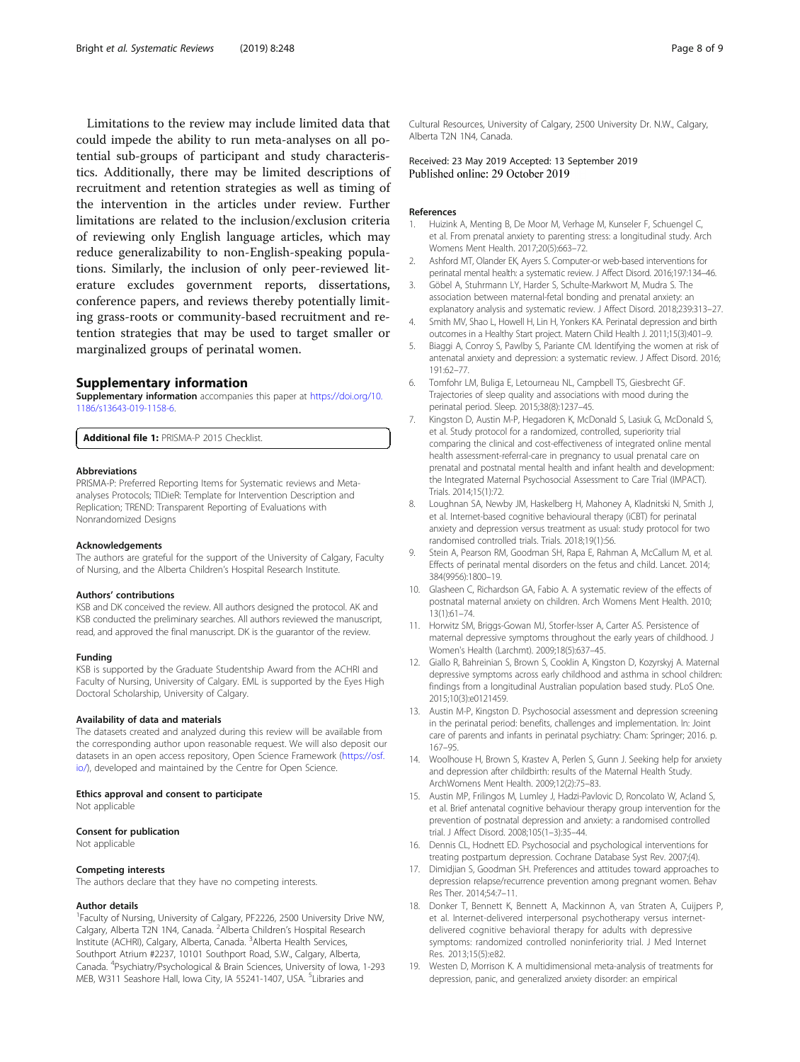Limitations to the review may include limited data that could impede the ability to run meta-analyses on all potential sub-groups of participant and study characteristics. Additionally, there may be limited descriptions of recruitment and retention strategies as well as timing of the intervention in the articles under review. Further limitations are related to the inclusion/exclusion criteria of reviewing only English language articles, which may reduce generalizability to non-English-speaking populations. Similarly, the inclusion of only peer-reviewed literature excludes government reports, dissertations, conference papers, and reviews thereby potentially limiting grass-roots or community-based recruitment and retention strategies that may be used to target smaller or marginalized groups of perinatal women.

## Supplementary information

**Supplementary information** accompanies this paper at https://doi.org/10.1186/s13643-019-1158-6.

**Additional file 1:** PRISMA-P 2015 Checklist.

#### Abbreviations

PRISMA-P: Preferred Reporting Items for Systematic reviews and Meta-analyses Protocols; TIDieR: Template for Intervention Description and Replication; TREND: Transparent Reporting of Evaluations with Nonrandomized Designs

#### Acknowledgements

The authors are grateful for the support of the University of Calgary, Faculty of Nursing, and the Alberta Children's Hospital Research Institute.

#### Authors' contributions

KSB and DK conceived the review. All authors designed the protocol. AK and KSB conducted the preliminary searches. All authors reviewed the manuscript, read, and approved the final manuscript. DK is the guarantor of the review.

#### Funding

KSB is supported by the Graduate Studentship Award from the ACHRI and Faculty of Nursing, University of Calgary. EML is supported by the Eyes High Doctoral Scholarship, University of Calgary.

#### Availability of data and materials

The datasets created and analyzed during this review will be available from the corresponding author upon reasonable request. We will also deposit our datasets in an open access repository, Open Science Framework (https://osf.io/), developed and maintained by the Centre for Open Science.

#### Ethics approval and consent to participate

Not applicable

#### Consent for publication

Not applicable

#### Competing interests

The authors declare that they have no competing interests.

#### Author details

[1]Faculty of Nursing, University of Calgary, PF2226, 2500 University Drive NW, Calgary, Alberta T2N 1N4, Canada. [2]Alberta Children's Hospital Research Institute (ACHRI), Calgary, Alberta, Canada. [3]Alberta Health Services, Southport Atrium #2237, 10101 Southport Road, S.W., Calgary, Alberta, Canada. [4]Psychiatry/Psychological & Brain Sciences, University of Iowa, 1-293 MEB, W311 Seashore Hall, Iowa City, IA 55241-1407, USA. [5]Libraries and Cultural Resources, University of Calgary, 2500 University Dr. N.W., Calgary, Alberta T2N 1N4, Canada.

Received: 23 May 2019 Accepted: 13 September 2019
Published online: 29 October 2019

#### References

1. Huizink A, Menting B, De Moor M, Verhage M, Kunseler F, Schuengel C, et al. From prenatal anxiety to parenting stress: a longitudinal study. Arch Womens Ment Health. 2017;20(5):663–72.
2. Ashford MT, Olander EK, Ayers S. Computer-or web-based interventions for perinatal mental health: a systematic review. J Affect Disord. 2016;197:134–46.
3. Göbel A, Stuhrmann LY, Harder S, Schulte-Markwort M, Mudra S. The association between maternal-fetal bonding and prenatal anxiety: an explanatory analysis and systematic review. J Affect Disord. 2018;239:313–27.
4. Smith MV, Shao L, Howell H, Lin H, Yonkers KA. Perinatal depression and birth outcomes in a Healthy Start project. Matern Child Health J. 2011;15(3):401–9.
5. Biaggi A, Conroy S, Pawlby S, Pariante CM. Identifying the women at risk of antenatal anxiety and depression: a systematic review. J Affect Disord. 2016; 191:62–77.
6. Tomfohr LM, Buliga E, Letourneau NL, Campbell TS, Giesbrecht GF. Trajectories of sleep quality and associations with mood during the perinatal period. Sleep. 2015;38(8):1237–45.
7. Kingston D, Austin M-P, Hegadoren K, McDonald S, Lasiuk G, McDonald S, et al. Study protocol for a randomized, controlled, superiority trial comparing the clinical and cost-effectiveness of integrated online mental health assessment-referral-care in pregnancy to usual prenatal care on prenatal and postnatal mental health and infant health and development: the Integrated Maternal Psychosocial Assessment to Care Trial (IMPACT). Trials. 2014;15(1):72.
8. Loughnan SA, Newby JM, Haskelberg H, Mahoney A, Kladnitski N, Smith J, et al. Internet-based cognitive behavioural therapy (iCBT) for perinatal anxiety and depression versus treatment as usual: study protocol for two randomised controlled trials. Trials. 2018;19(1):56.
9. Stein A, Pearson RM, Goodman SH, Rapa E, Rahman A, McCallum M, et al. Effects of perinatal mental disorders on the fetus and child. Lancet. 2014; 384(9956):1800–19.
10. Glasheen C, Richardson GA, Fabio A. A systematic review of the effects of postnatal maternal anxiety on children. Arch Womens Ment Health. 2010; 13(1):61–74.
11. Horwitz SM, Briggs-Gowan MJ, Storfer-Isser A, Carter AS. Persistence of maternal depressive symptoms throughout the early years of childhood. J Women's Health (Larchmt). 2009;18(5):637–45.
12. Giallo R, Bahreinian S, Brown S, Cooklin A, Kingston D, Kozyrskyj A. Maternal depressive symptoms across early childhood and asthma in school children: findings from a longitudinal Australian population based study. PLoS One. 2015;10(3):e0121459.
13. Austin M-P, Kingston D. Psychosocial assessment and depression screening in the perinatal period: benefits, challenges and implementation. In: Joint care of parents and infants in perinatal psychiatry: Cham: Springer; 2016. p. 167–95.
14. Woolhouse H, Brown S, Krastev A, Perlen S, Gunn J. Seeking help for anxiety and depression after childbirth: results of the Maternal Health Study. ArchWomens Ment Health. 2009;12(2):75–83.
15. Austin MP, Frilingos M, Lumley J, Hadzi-Pavlovic D, Roncolato W, Acland S, et al. Brief antenatal cognitive behaviour therapy group intervention for the prevention of postnatal depression and anxiety: a randomised controlled trial. J Affect Disord. 2008;105(1–3):35–44.
16. Dennis CL, Hodnett ED. Psychosocial and psychological interventions for treating postpartum depression. Cochrane Database Syst Rev. 2007;(4).
17. Dimidjian S, Goodman SH. Preferences and attitudes toward approaches to depression relapse/recurrence prevention among pregnant women. Behav Res Ther. 2014;54:7–11.
18. Donker T, Bennett K, Bennett A, Mackinnon A, van Straten A, Cuijpers P, et al. Internet-delivered interpersonal psychotherapy versus internet-delivered cognitive behavioral therapy for adults with depressive symptoms: randomized controlled noninferiority trial. J Med Internet Res. 2013;15(5):e82.
19. Westen D, Morrison K. A multidimensional meta-analysis of treatments for depression, panic, and generalized anxiety disorder: an empirical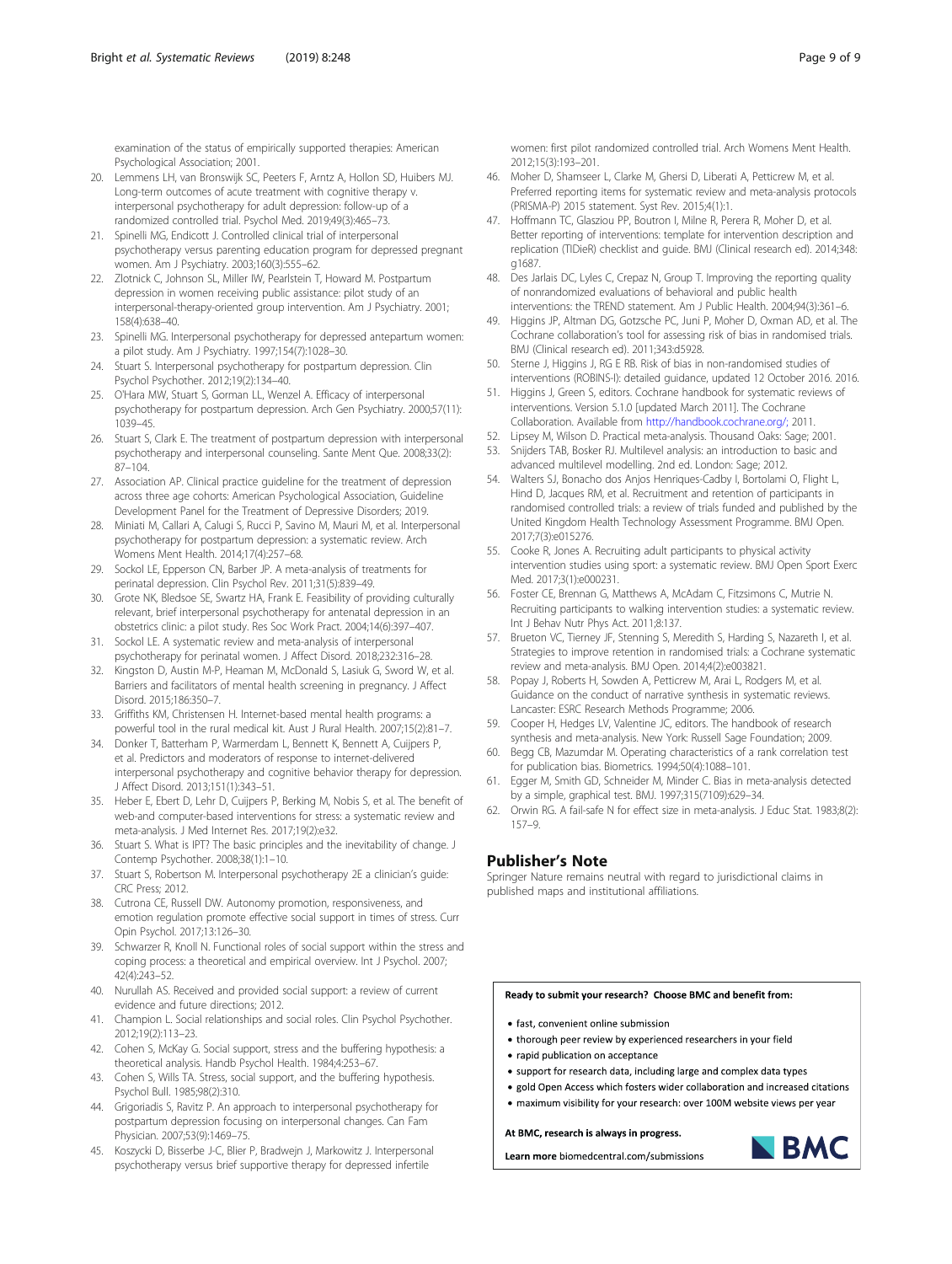examination of the status of empirically supported therapies: American Psychological Association; 2001.

20. Lemmens LH, van Bronswijk SC, Peeters F, Arntz A, Hollon SD, Huibers MJ. Long-term outcomes of acute treatment with cognitive therapy v. interpersonal psychotherapy for adult depression: follow-up of a randomized controlled trial. Psychol Med. 2019;49(3):465–73.
21. Spinelli MG, Endicott J. Controlled clinical trial of interpersonal psychotherapy versus parenting education program for depressed pregnant women. Am J Psychiatry. 2003;160(3):555–62.
22. Zlotnick C, Johnson SL, Miller IW, Pearlstein T, Howard M. Postpartum depression in women receiving public assistance: pilot study of an interpersonal-therapy-oriented group intervention. Am J Psychiatry. 2001; 158(4):638–40.
23. Spinelli MG. Interpersonal psychotherapy for depressed antepartum women: a pilot study. Am J Psychiatry. 1997;154(7):1028–30.
24. Stuart S. Interpersonal psychotherapy for postpartum depression. Clin Psychol Psychother. 2012;19(2):134–40.
25. O'Hara MW, Stuart S, Gorman LL, Wenzel A. Efficacy of interpersonal psychotherapy for postpartum depression. Arch Gen Psychiatry. 2000;57(11): 1039–45.
26. Stuart S, Clark E. The treatment of postpartum depression with interpersonal psychotherapy and interpersonal counseling. Sante Ment Que. 2008;33(2): 87–104.
27. Association AP. Clinical practice guideline for the treatment of depression across three age cohorts: American Psychological Association, Guideline Development Panel for the Treatment of Depressive Disorders; 2019.
28. Miniati M, Callari A, Calugi S, Rucci P, Savino M, Mauri M, et al. Interpersonal psychotherapy for postpartum depression: a systematic review. Arch Womens Ment Health. 2014;17(4):257–68.
29. Sockol LE, Epperson CN, Barber JP. A meta-analysis of treatments for perinatal depression. Clin Psychol Rev. 2011;31(5):839–49.
30. Grote NK, Bledsoe SE, Swartz HA, Frank E. Feasibility of providing culturally relevant, brief interpersonal psychotherapy for antenatal depression in an obstetrics clinic: a pilot study. Res Soc Work Pract. 2004;14(6):397–407.
31. Sockol LE. A systematic review and meta-analysis of interpersonal psychotherapy for perinatal women. J Affect Disord. 2018;232:316–28.
32. Kingston D, Austin M-P, Heaman M, McDonald S, Lasiuk G, Sword W, et al. Barriers and facilitators of mental health screening in pregnancy. J Affect Disord. 2015;186:350–7.
33. Griffiths KM, Christensen H. Internet-based mental health programs: a powerful tool in the rural medical kit. Aust J Rural Health. 2007;15(2):81–7.
34. Donker T, Batterham P, Warmerdam L, Bennett K, Bennett A, Cuijpers P, et al. Predictors and moderators of response to internet-delivered interpersonal psychotherapy and cognitive behavior therapy for depression. J Affect Disord. 2013;151(1):343–51.
35. Heber E, Ebert D, Lehr D, Cuijpers P, Berking M, Nobis S, et al. The benefit of web-and computer-based interventions for stress: a systematic review and meta-analysis. J Med Internet Res. 2017;19(2):e32.
36. Stuart S. What is IPT? The basic principles and the inevitability of change. J Contemp Psychother. 2008;38(1):1–10.
37. Stuart S, Robertson M. Interpersonal psychotherapy 2E a clinician's guide: CRC Press; 2012.
38. Cutrona CE, Russell DW. Autonomy promotion, responsiveness, and emotion regulation promote effective social support in times of stress. Curr Opin Psychol. 2017;13:126–30.
39. Schwarzer R, Knoll N. Functional roles of social support within the stress and coping process: a theoretical and empirical overview. Int J Psychol. 2007; 42(4):243–52.
40. Nurullah AS. Received and provided social support: a review of current evidence and future directions; 2012.
41. Champion L. Social relationships and social roles. Clin Psychol Psychother. 2012;19(2):113–23.
42. Cohen S, McKay G. Social support, stress and the buffering hypothesis: a theoretical analysis. Handb Psychol Health. 1984;4:253–67.
43. Cohen S, Wills TA. Stress, social support, and the buffering hypothesis. Psychol Bull. 1985;98(2):310.
44. Grigoriadis S, Ravitz P. An approach to interpersonal psychotherapy for postpartum depression focusing on interpersonal changes. Can Fam Physician. 2007;53(9):1469–75.
45. Koszycki D, Bisserbe J-C, Blier P, Bradwejn J, Markowitz J. Interpersonal psychotherapy versus brief supportive therapy for depressed infertile women: first pilot randomized controlled trial. Arch Womens Ment Health. 2012;15(3):193–201.
46. Moher D, Shamseer L, Clarke M, Ghersi D, Liberati A, Petticrew M, et al. Preferred reporting items for systematic review and meta-analysis protocols (PRISMA-P) 2015 statement. Syst Rev. 2015;4(1):1.
47. Hoffmann TC, Glasziou PP, Boutron I, Milne R, Perera R, Moher D, et al. Better reporting of interventions: template for intervention description and replication (TIDieR) checklist and guide. BMJ (Clinical research ed). 2014;348: g1687.
48. Des Jarlais DC, Lyles C, Crepaz N, Group T. Improving the reporting quality of nonrandomized evaluations of behavioral and public health interventions: the TREND statement. Am J Public Health. 2004;94(3):361–6.
49. Higgins JP, Altman DG, Gotzsche PC, Juni P, Moher D, Oxman AD, et al. The Cochrane collaboration's tool for assessing risk of bias in randomised trials. BMJ (Clinical research ed). 2011;343:d5928.
50. Sterne J, Higgins J, RG E RB. Risk of bias in non-randomised studies of interventions (ROBINS-I): detailed guidance, updated 12 October 2016. 2016.
51. Higgins J, Green S, editors. Cochrane handbook for systematic reviews of interventions. Version 5.1.0 [updated March 2011]. The Cochrane Collaboration. Available from http://handbook.cochrane.org/; 2011.
52. Lipsey M, Wilson D. Practical meta-analysis. Thousand Oaks: Sage; 2001.
53. Snijders TAB, Bosker RJ. Multilevel analysis: an introduction to basic and advanced multilevel modelling. 2nd ed. London: Sage; 2012.
54. Walters SJ, Bonacho dos Anjos Henriques-Cadby I, Bortolami O, Flight L, Hind D, Jacques RM, et al. Recruitment and retention of participants in randomised controlled trials: a review of trials funded and published by the United Kingdom Health Technology Assessment Programme. BMJ Open. 2017;7(3):e015276.
55. Cooke R, Jones A. Recruiting adult participants to physical activity intervention studies using sport: a systematic review. BMJ Open Sport Exerc Med. 2017;3(1):e000231.
56. Foster CE, Brennan G, Matthews A, McAdam C, Fitzsimons C, Mutrie N. Recruiting participants to walking intervention studies: a systematic review. Int J Behav Nutr Phys Act. 2011;8:137.
57. Brueton VC, Tierney JF, Stenning S, Meredith S, Harding S, Nazareth I, et al. Strategies to improve retention in randomised trials: a Cochrane systematic review and meta-analysis. BMJ Open. 2014;4(2):e003821.
58. Popay J, Roberts H, Sowden A, Petticrew M, Arai L, Rodgers M, et al. Guidance on the conduct of narrative synthesis in systematic reviews. Lancaster: ESRC Research Methods Programme; 2006.
59. Cooper H, Hedges LV, Valentine JC, editors. The handbook of research synthesis and meta-analysis. New York: Russell Sage Foundation; 2009.
60. Begg CB, Mazumdar M. Operating characteristics of a rank correlation test for publication bias. Biometrics. 1994;50(4):1088–101.
61. Egger M, Smith GD, Schneider M, Minder C. Bias in meta-analysis detected by a simple, graphical test. BMJ. 1997;315(7109):629–34.
62. Orwin RG. A fail-safe N for effect size in meta-analysis. J Educ Stat. 1983;8(2): 157–9.

## Publisher's Note

Springer Nature remains neutral with regard to jurisdictional claims in published maps and institutional affiliations.

**Ready to submit your research? Choose BMC and benefit from:**

- fast, convenient online submission
- thorough peer review by experienced researchers in your field
- rapid publication on acceptance
- support for research data, including large and complex data types
- gold Open Access which fosters wider collaboration and increased citations
- maximum visibility for your research: over 100M website views per year

**At BMC, research is always in progress.**

**Learn more** biomedcentral.com/submissions

BMC